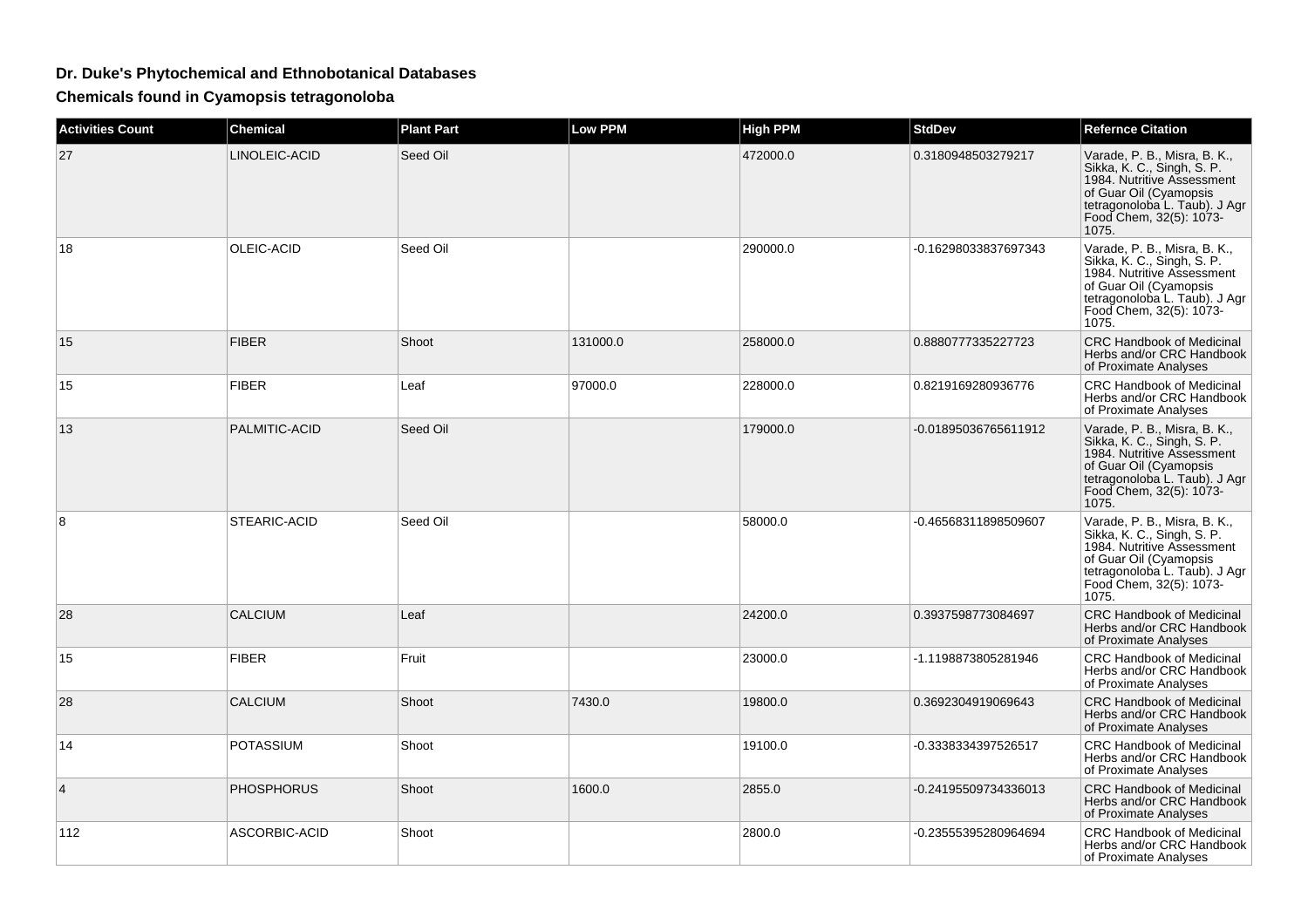# Dr. Duke's Phytochemical and Ethnobotanical Databases

## Chemicals found in Cyamopsis tetragonoloba

| Activities Count | Chemical | Plant Part | Low PPM | High PPM | StdDev | Refernce Citation |
|---|---|---|---|---|---|---|
| 27 | LINOLEIC-ACID | Seed Oil | | 472000.0 | 0.3180948503279217 | Varade, P. B., Misra, B. K., Sikka, K. C., Singh, S. P. 1984. Nutritive Assessment of Guar Oil (Cyamopsis tetragonoloba L. Taub). J Agr Food Chem, 32(5): 1073-1075. |
| 18 | OLEIC-ACID | Seed Oil | | 290000.0 | -0.16298033837697343 | Varade, P. B., Misra, B. K., Sikka, K. C., Singh, S. P. 1984. Nutritive Assessment of Guar Oil (Cyamopsis tetragonoloba L. Taub). J Agr Food Chem, 32(5): 1073-1075. |
| 15 | FIBER | Shoot | 131000.0 | 258000.0 | 0.8880777335227723 | CRC Handbook of Medicinal Herbs and/or CRC Handbook of Proximate Analyses |
| 15 | FIBER | Leaf | 97000.0 | 228000.0 | 0.8219169280936776 | CRC Handbook of Medicinal Herbs and/or CRC Handbook of Proximate Analyses |
| 13 | PALMITIC-ACID | Seed Oil | | 179000.0 | -0.01895036765611912 | Varade, P. B., Misra, B. K., Sikka, K. C., Singh, S. P. 1984. Nutritive Assessment of Guar Oil (Cyamopsis tetragonoloba L. Taub). J Agr Food Chem, 32(5): 1073-1075. |
| 8 | STEARIC-ACID | Seed Oil | | 58000.0 | -0.46568311898509607 | Varade, P. B., Misra, B. K., Sikka, K. C., Singh, S. P. 1984. Nutritive Assessment of Guar Oil (Cyamopsis tetragonoloba L. Taub). J Agr Food Chem, 32(5): 1073-1075. |
| 28 | CALCIUM | Leaf | | 24200.0 | 0.3937598773084697 | CRC Handbook of Medicinal Herbs and/or CRC Handbook of Proximate Analyses |
| 15 | FIBER | Fruit | | 23000.0 | -1.1198873805281946 | CRC Handbook of Medicinal Herbs and/or CRC Handbook of Proximate Analyses |
| 28 | CALCIUM | Shoot | 7430.0 | 19800.0 | 0.3692304919069643 | CRC Handbook of Medicinal Herbs and/or CRC Handbook of Proximate Analyses |
| 14 | POTASSIUM | Shoot | | 19100.0 | -0.3338334397526517 | CRC Handbook of Medicinal Herbs and/or CRC Handbook of Proximate Analyses |
| 4 | PHOSPHORUS | Shoot | 1600.0 | 2855.0 | -0.24195509734336013 | CRC Handbook of Medicinal Herbs and/or CRC Handbook of Proximate Analyses |
| 112 | ASCORBIC-ACID | Shoot | | 2800.0 | -0.23555395280964694 | CRC Handbook of Medicinal Herbs and/or CRC Handbook of Proximate Analyses |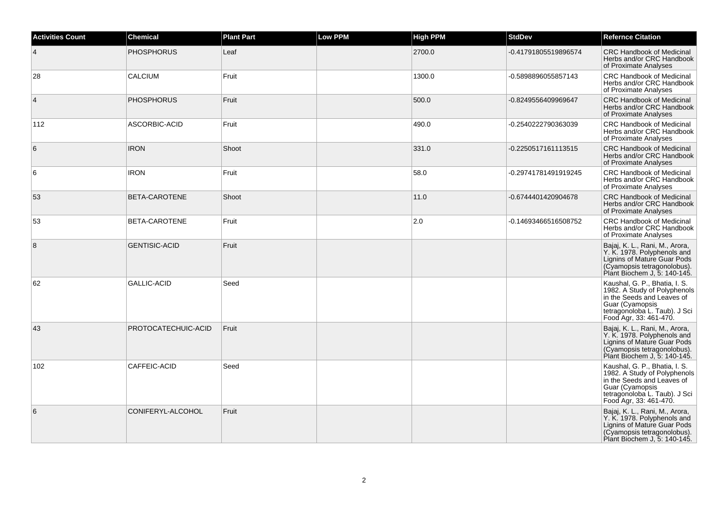| Activities Count | Chemical | Plant Part | Low PPM | High PPM | StdDev | Refernce Citation |
| --- | --- | --- | --- | --- | --- | --- |
| 4 | PHOSPHORUS | Leaf | | 2700.0 | -0.41791805519896574 | CRC Handbook of Medicinal Herbs and/or CRC Handbook of Proximate Analyses |
| 28 | CALCIUM | Fruit | | 1300.0 | -0.5898896055857143 | CRC Handbook of Medicinal Herbs and/or CRC Handbook of Proximate Analyses |
| 4 | PHOSPHORUS | Fruit | | 500.0 | -0.8249556409969647 | CRC Handbook of Medicinal Herbs and/or CRC Handbook of Proximate Analyses |
| 112 | ASCORBIC-ACID | Fruit | | 490.0 | -0.2540222790363039 | CRC Handbook of Medicinal Herbs and/or CRC Handbook of Proximate Analyses |
| 6 | IRON | Shoot | | 331.0 | -0.2250517161113515 | CRC Handbook of Medicinal Herbs and/or CRC Handbook of Proximate Analyses |
| 6 | IRON | Fruit | | 58.0 | -0.29741781491919245 | CRC Handbook of Medicinal Herbs and/or CRC Handbook of Proximate Analyses |
| 53 | BETA-CAROTENE | Shoot | | 11.0 | -0.6744401420904678 | CRC Handbook of Medicinal Herbs and/or CRC Handbook of Proximate Analyses |
| 53 | BETA-CAROTENE | Fruit | | 2.0 | -0.14693466516508752 | CRC Handbook of Medicinal Herbs and/or CRC Handbook of Proximate Analyses |
| 8 | GENTISIC-ACID | Fruit | | | | Bajaj, K. L., Rani, M., Arora, Y. K. 1978. Polyphenols and Lignins of Mature Guar Pods (Cyamopsis tetragonolobus). Plant Biochem J, 5: 140-145. |
| 62 | GALLIC-ACID | Seed | | | | Kaushal, G. P., Bhatia, I. S. 1982. A Study of Polyphenols in the Seeds and Leaves of Guar (Cyamopsis tetragonoloba L. Taub). J Sci Food Agr, 33: 461-470. |
| 43 | PROTOCATECHUIC-ACID | Fruit | | | | Bajaj, K. L., Rani, M., Arora, Y. K. 1978. Polyphenols and Lignins of Mature Guar Pods (Cyamopsis tetragonolobus). Plant Biochem J, 5: 140-145. |
| 102 | CAFFEIC-ACID | Seed | | | | Kaushal, G. P., Bhatia, I. S. 1982. A Study of Polyphenols in the Seeds and Leaves of Guar (Cyamopsis tetragonoloba L. Taub). J Sci Food Agr, 33: 461-470. |
| 6 | CONIFERYL-ALCOHOL | Fruit | | | | Bajaj, K. L., Rani, M., Arora, Y. K. 1978. Polyphenols and Lignins of Mature Guar Pods (Cyamopsis tetragonolobus). Plant Biochem J, 5: 140-145. |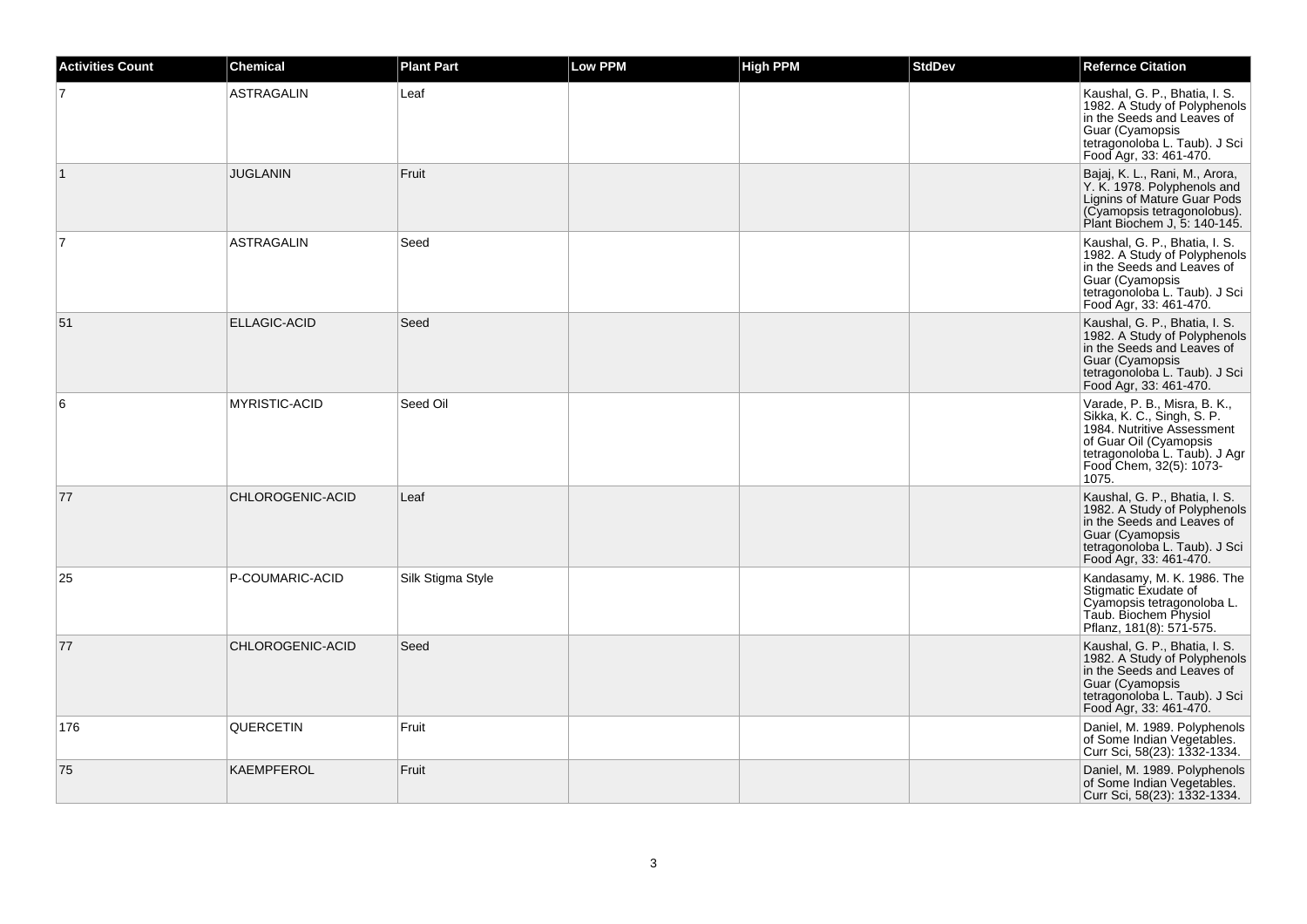| Activities Count | Chemical | Plant Part | Low PPM | High PPM | StdDev | Refernce Citation |
|---|---|---|---|---|---|---|
| 7 | ASTRAGALIN | Leaf | | | | Kaushal, G. P., Bhatia, I. S. 1982. A Study of Polyphenols in the Seeds and Leaves of Guar (Cyamopsis tetragonoloba L. Taub). J Sci Food Agr, 33: 461-470. |
| 1 | JUGLANIN | Fruit | | | | Bajaj, K. L., Rani, M., Arora, Y. K. 1978. Polyphenols and Lignins of Mature Guar Pods (Cyamopsis tetragonolobus). Plant Biochem J, 5: 140-145. |
| 7 | ASTRAGALIN | Seed | | | | Kaushal, G. P., Bhatia, I. S. 1982. A Study of Polyphenols in the Seeds and Leaves of Guar (Cyamopsis tetragonoloba L. Taub). J Sci Food Agr, 33: 461-470. |
| 51 | ELLAGIC-ACID | Seed | | | | Kaushal, G. P., Bhatia, I. S. 1982. A Study of Polyphenols in the Seeds and Leaves of Guar (Cyamopsis tetragonoloba L. Taub). J Sci Food Agr, 33: 461-470. |
| 6 | MYRISTIC-ACID | Seed Oil | | | | Varade, P. B., Misra, B. K., Sikka, K. C., Singh, S. P. 1984. Nutritive Assessment of Guar Oil (Cyamopsis tetragonoloba L. Taub). J Agr Food Chem, 32(5): 1073-1075. |
| 77 | CHLOROGENIC-ACID | Leaf | | | | Kaushal, G. P., Bhatia, I. S. 1982. A Study of Polyphenols in the Seeds and Leaves of Guar (Cyamopsis tetragonoloba L. Taub). J Sci Food Agr, 33: 461-470. |
| 25 | P-COUMARIC-ACID | Silk Stigma Style | | | | Kandasamy, M. K. 1986. The Stigmatic Exudate of Cyamopsis tetragonoloba L. Taub. Biochem Physiol Pflanz, 181(8): 571-575. |
| 77 | CHLOROGENIC-ACID | Seed | | | | Kaushal, G. P., Bhatia, I. S. 1982. A Study of Polyphenols in the Seeds and Leaves of Guar (Cyamopsis tetragonoloba L. Taub). J Sci Food Agr, 33: 461-470. |
| 176 | QUERCETIN | Fruit | | | | Daniel, M. 1989. Polyphenols of Some Indian Vegetables. Curr Sci, 58(23): 1332-1334. |
| 75 | KAEMPFEROL | Fruit | | | | Daniel, M. 1989. Polyphenols of Some Indian Vegetables. Curr Sci, 58(23): 1332-1334. |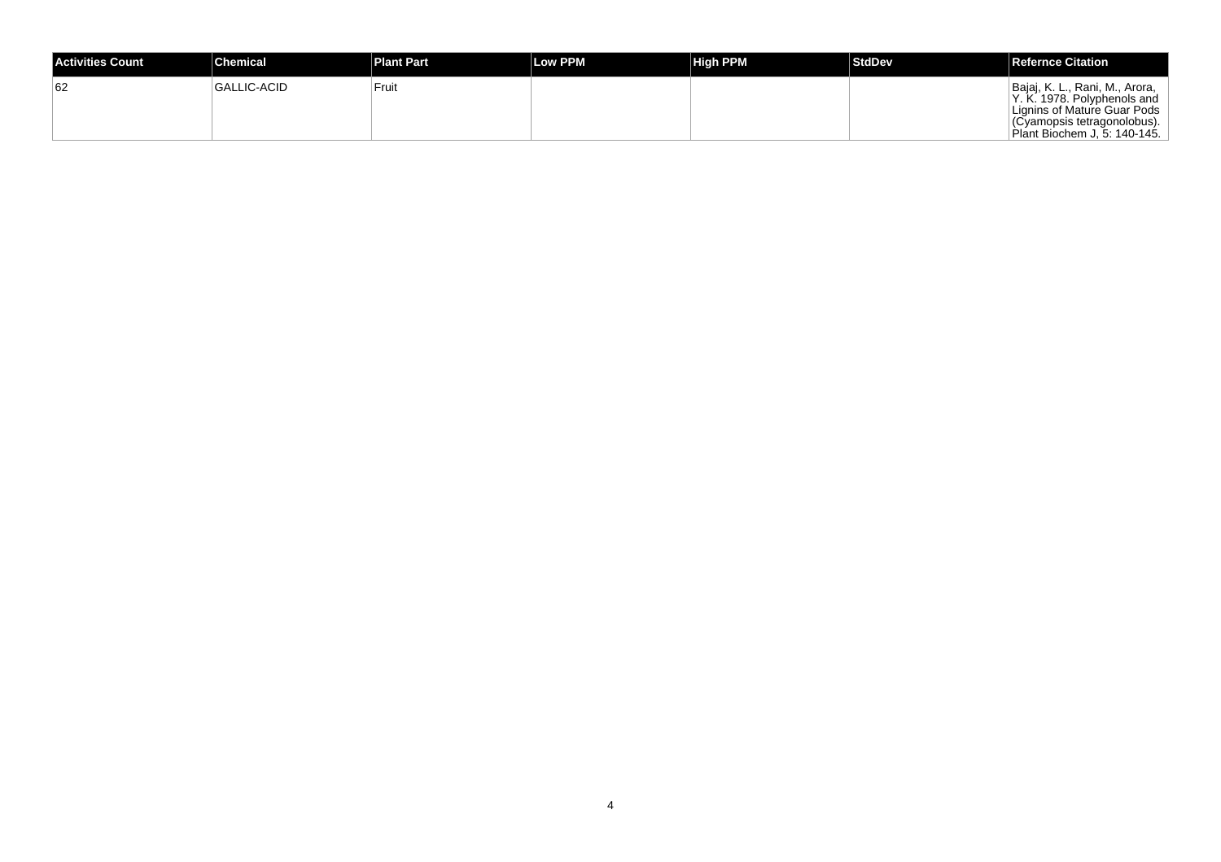| Activities Count | Chemical | Plant Part | Low PPM | High PPM | StdDev | Refernce Citation |
| --- | --- | --- | --- | --- | --- | --- |
| 62 | GALLIC-ACID | Fruit | | | | Bajaj, K. L., Rani, M., Arora, Y. K. 1978. Polyphenols and Lignins of Mature Guar Pods (Cyamopsis tetragonolobus). Plant Biochem J, 5: 140-145. |